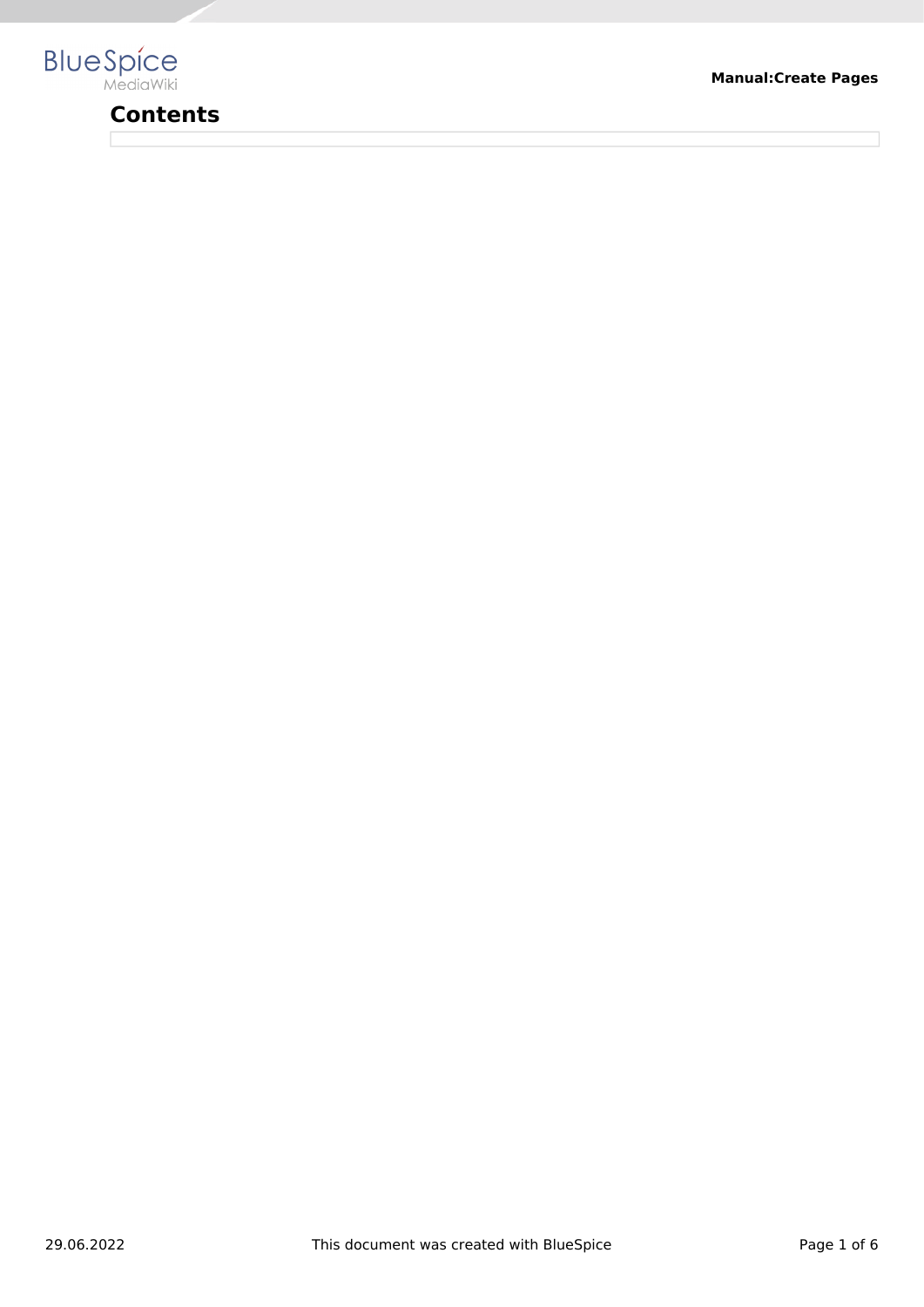# Contents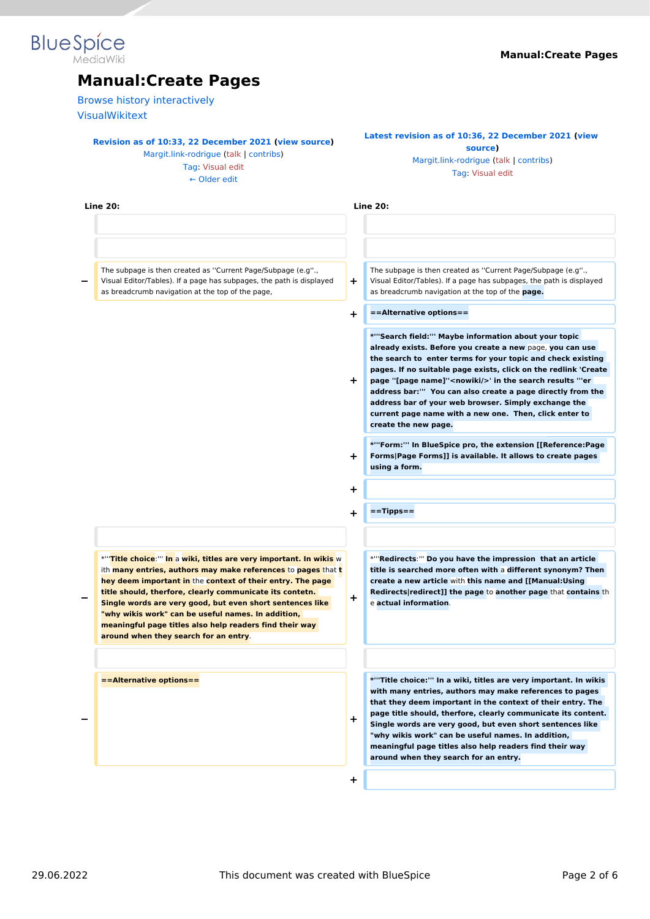# Manual:Create Pages

Browse history interactively

VisualWikitext

| Revision as of 10:33, 22 December 2021 (view source) Margit.link-rodrigue (talk \| contribs) Tag: Visual edit ← Older edit | | Latest revision as of 10:36, 22 December 2021 (view source) Margit.link-rodrigue (talk \| contribs) Tag: Visual edit | |
|---|---|---|---|
| **Line 20:** | | **Line 20:** | |
| | | | |
| | | | |
| − | The subpage is then created as ''Current Page/Subpage (e.g''., Visual Editor/Tables). If a page has subpages, the path is displayed as breadcrumb navigation at the top of the page, | + | The subpage is then created as ''Current Page/Subpage (e.g''., Visual Editor/Tables). If a page has subpages, the path is displayed as breadcrumb navigation at the top of the **page.** |
| | | + | **==Alternative options==** |
| | | + | *'''**Search field:''' Maybe information about your topic already exists. Before you create a new** page, **you can use the search to enter terms for your topic and check existing pages. If no suitable page exists, click on the redlink 'Create page ''[page name]''<nowiki/>' in the search results '''er address bar:''' You can also create a page directly from the address bar of your web browser. Simply exchange the current page name with a new one. Then, click enter to create the new page.** |
| | | + | ***'''Form:''' In BlueSpice pro, the extension [[Reference:Page Forms\|Page Forms]] is available. It allows to create pages using a form.** |
| | | + | |
| | | + | **==Tipps==** |
| | | | |
| − | *'''**Title choice**:''' **In** a **wiki, titles are very important. In wikis** w ith **many entries, authors may make references** to **pages** that **t hey deem important in** the **context of their entry. The page title should, therfore, clearly communicate its contetn. Single words are very good, but even short sentences like "why wikis work" can be useful names. In addition, meaningful page titles also help readers find their way around when they search for an entry**. | + | *'''**Redirects**:''' **Do you have the impression that an article title is searched more often with** a **different synonym? Then create a new article** with **this name and [[Manual:Using Redirects\|redirect]] the page** to **another page** that **contains** th e **actual information**. |
| | | | |
| − | **==Alternative options==** | + | ***'''Title choice:''' In a wiki, titles are very important. In wikis with many entries, authors may make references to pages that they deem important in the context of their entry. The page title should, therfore, clearly communicate its content. Single words are very good, but even short sentences like "why wikis work" can be useful names. In addition, meaningful page titles also help readers find their way around when they search for an entry.** |
| | | + | |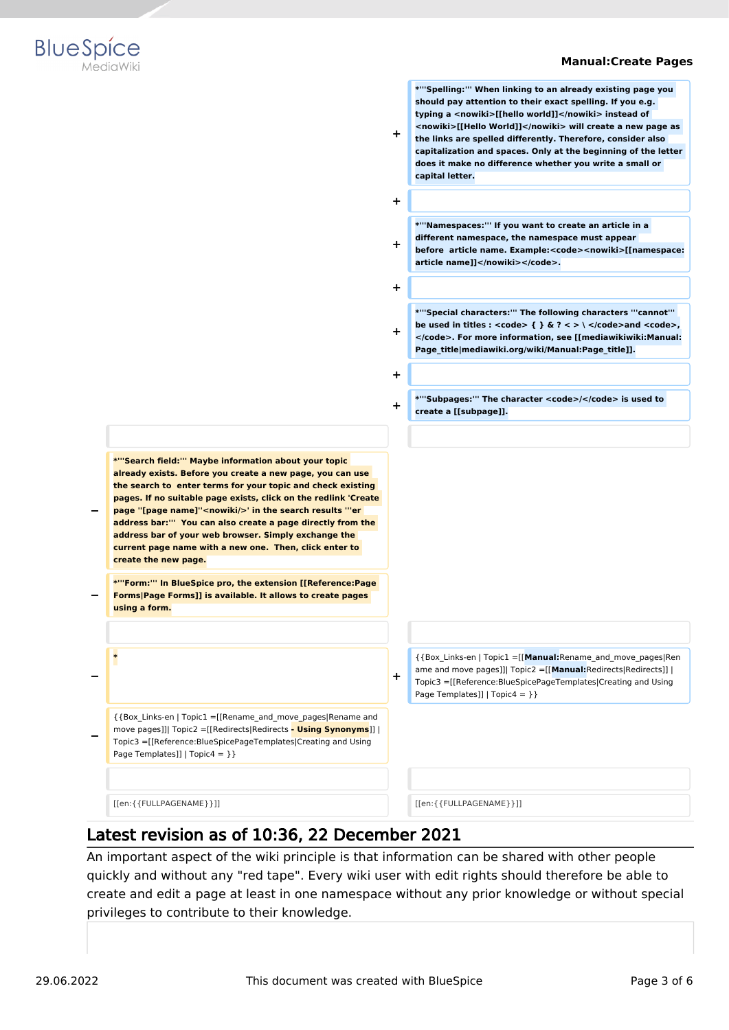| | | | |
|---|---|---|---|
| | | + | *'''Spelling:''' When linking to an already existing page you should pay attention to their exact spelling. If you e.g. typing a <nowiki>[[hello world]]</nowiki> instead of <nowiki>[[Hello World]]</nowiki> will create a new page as the links are spelled differently. Therefore, consider also capitalization and spaces. Only at the beginning of the letter does it make no difference whether you write a small or capital letter. |
| | | + | |
| | | + | *'''Namespaces:''' If you want to create an article in a different namespace, the namespace must appear before article name. Example:<code><nowiki>[[namespace:article name]]</nowiki></code>. |
| | | + | |
| | | + | *'''Special characters:''' The following characters '''cannot''' be used in titles : <code> { } & ? < > \ </code>and <code>, </code>. For more information, see [[mediawikiwiki:Manual:Page_title\|mediawiki.org/wiki/Manual:Page_title]]. |
| | | + | |
| | | + | *'''Subpages:''' The character <code>/</code> is used to create a [[subpage]]. |
| | | | |
| − | *'''Search field:''' Maybe information about your topic already exists. Before you create a new page, you can use the search to enter terms for your topic and check existing pages. If no suitable page exists, click on the redlink 'Create page ''[page name]''<nowiki/>' in the search results '''er address bar:''' You can also create a page directly from the address bar of your web browser. Simply exchange the current page name with a new one. Then, click enter to create the new page. | | |
| − | *'''Form:''' In BlueSpice pro, the extension [[Reference:Page Forms\|Page Forms]] is available. It allows to create pages using a form. | | |
| | | | |
| − | * | + | {{Box_Links-en \| Topic1 =[[**Manual:**Rename_and_move_pages\|Rename and move pages]]\| Topic2 =[[**Manual:**Redirects\|Redirects]] \| Topic3 =[[Reference:BlueSpicePageTemplates\|Creating and Using Page Templates]] \| Topic4 = }} |
| − | {{Box_Links-en \| Topic1 =[[Rename_and_move_pages\|Rename and move pages]]\| Topic2 =[[Redirects\|Redirects **- Using Synonyms**]] \| Topic3 =[[Reference:BlueSpicePageTemplates\|Creating and Using Page Templates]] \| Topic4 = }} | | |
| | | | |
| | [[en:{{FULLPAGENAME}}]] | | [[en:{{FULLPAGENAME}}]] |

## Latest revision as of 10:36, 22 December 2021

An important aspect of the wiki principle is that information can be shared with other people quickly and without any "red tape". Every wiki user with edit rights should therefore be able to create and edit a page at least in one namespace without any prior knowledge or without special privileges to contribute to their knowledge.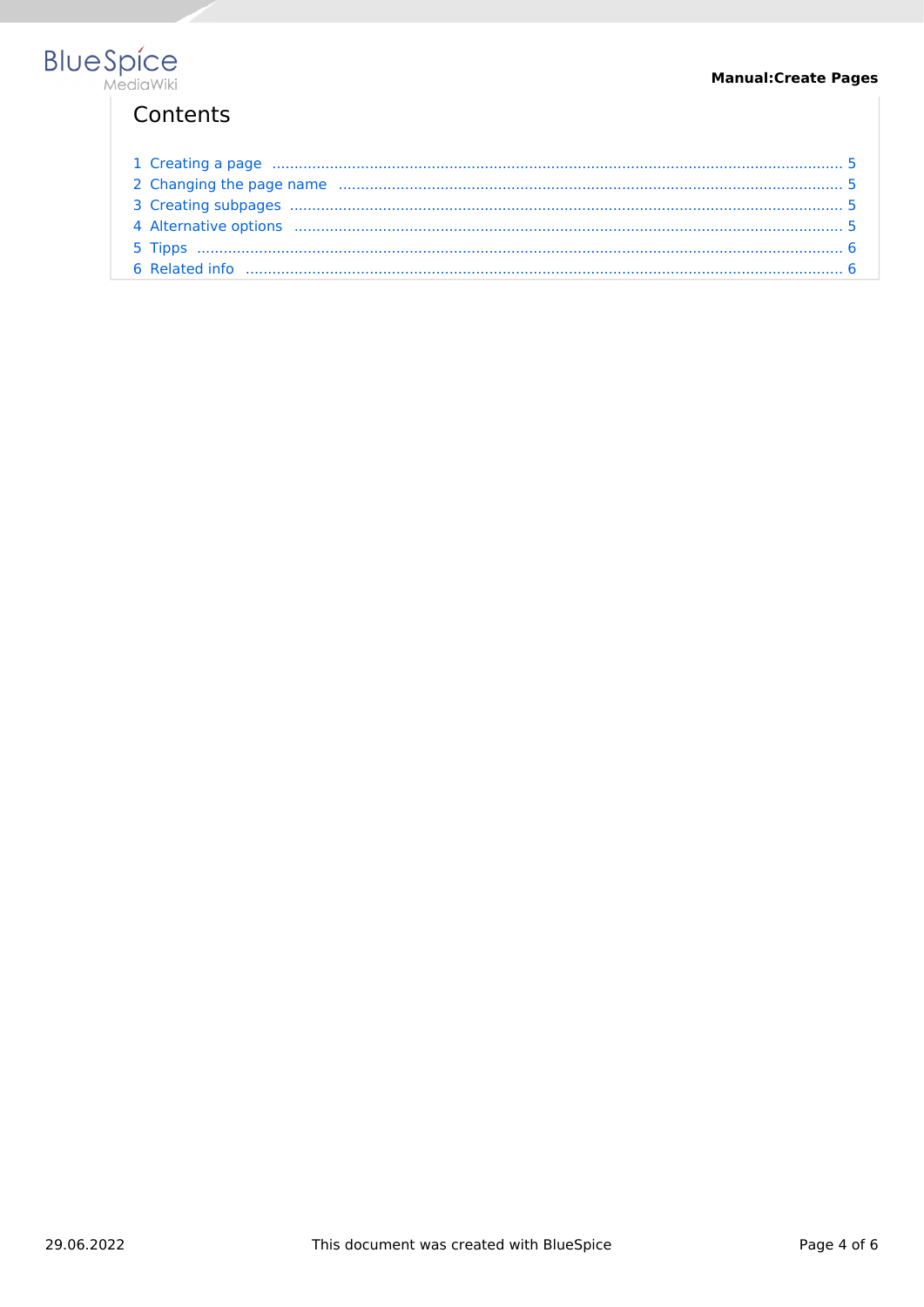## Contents

1 Creating a page ........................................................................................................ 5
2 Changing the page name ........................................................................................ 5
3 Creating subpages .................................................................................................. 5
4 Alternative options .................................................................................................. 5
5 Tipps ....................................................................................................................... 6
6 Related info ............................................................................................................. 6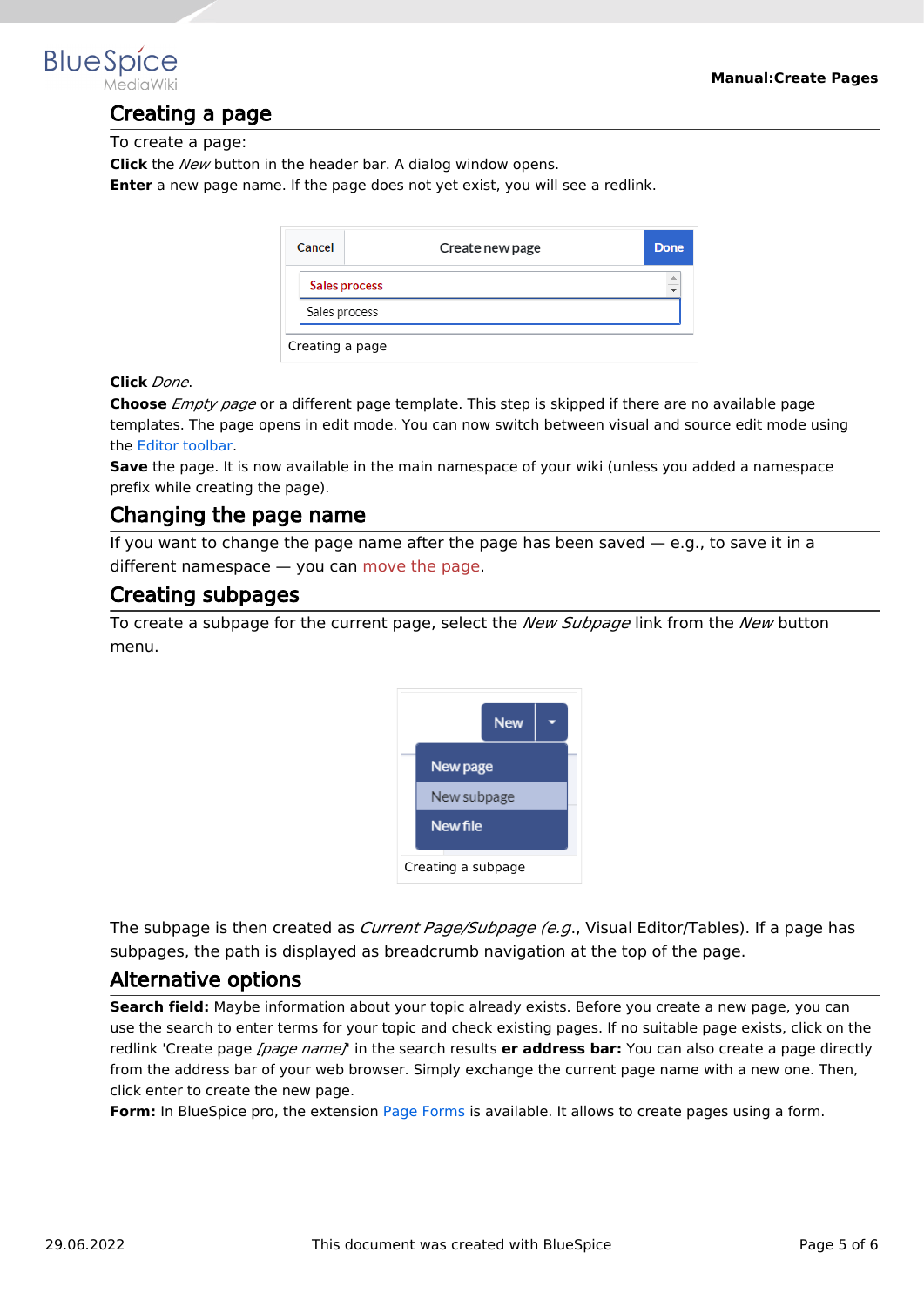## Creating a page

To create a page:

**Click** the *New* button in the header bar. A dialog window opens.

**Enter** a new page name. If the page does not yet exist, you will see a redlink.

Creating a page

**Click** *Done*.

**Choose** *Empty page* or a different page template. This step is skipped if there are no available page templates. The page opens in edit mode. You can now switch between visual and source edit mode using the Editor toolbar.

**Save** the page. It is now available in the main namespace of your wiki (unless you added a namespace prefix while creating the page).

## Changing the page name

If you want to change the page name after the page has been saved — e.g., to save it in a different namespace — you can move the page.

## Creating subpages

To create a subpage for the current page, select the *New Subpage* link from the *New* button menu.

Creating a subpage

The subpage is then created as *Current Page/Subpage (e.g.*, Visual Editor/Tables). If a page has subpages, the path is displayed as breadcrumb navigation at the top of the page.

## Alternative options

**Search field:** Maybe information about your topic already exists. Before you create a new page, you can use the search to enter terms for your topic and check existing pages. If no suitable page exists, click on the redlink 'Create page *[page name]*' in the search results **er address bar:** You can also create a page directly from the address bar of your web browser. Simply exchange the current page name with a new one. Then, click enter to create the new page.

**Form:** In BlueSpice pro, the extension Page Forms is available. It allows to create pages using a form.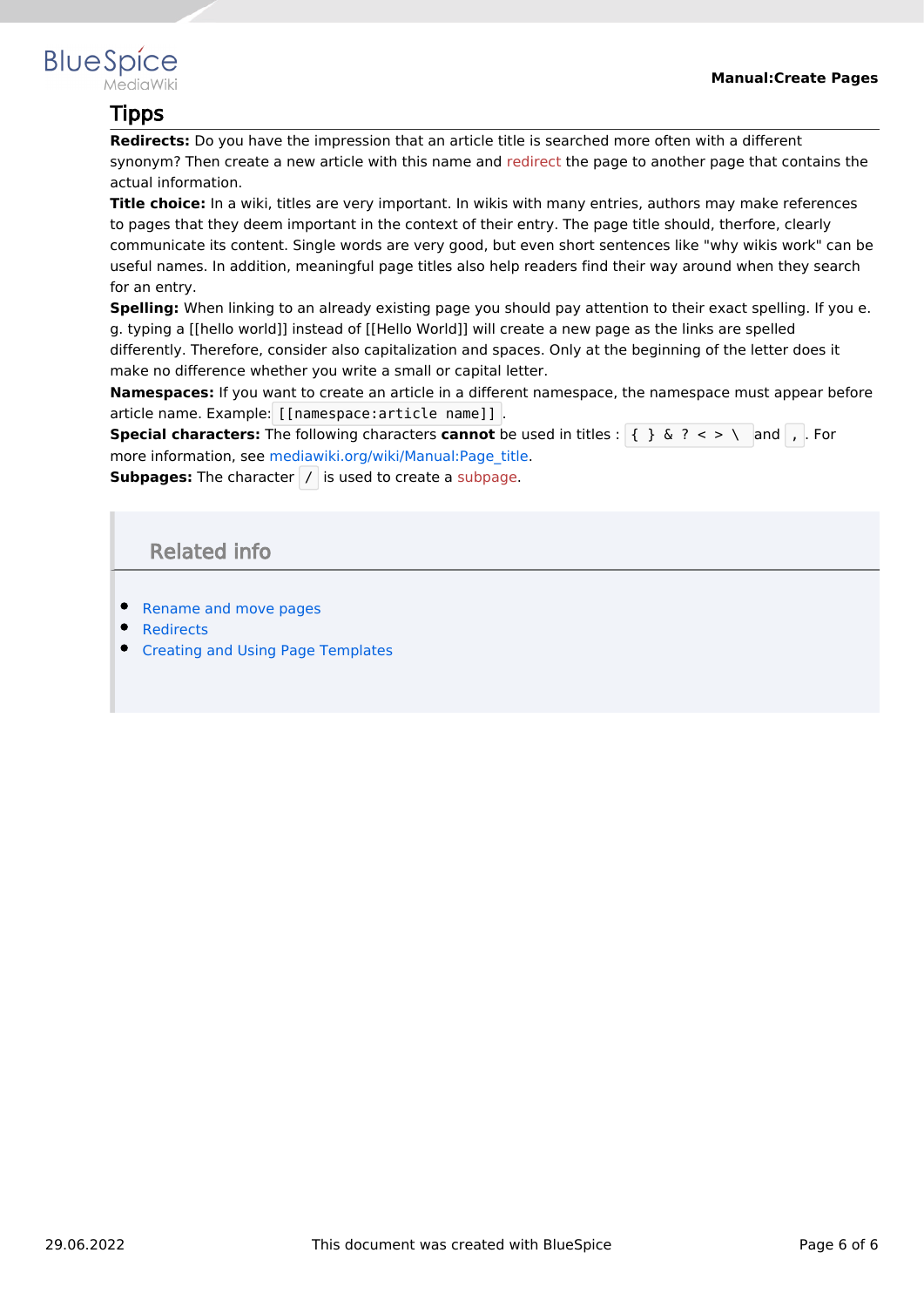## Tipps

**Redirects:** Do you have the impression that an article title is searched more often with a different synonym? Then create a new article with this name and redirect the page to another page that contains the actual information.
**Title choice:** In a wiki, titles are very important. In wikis with many entries, authors may make references to pages that they deem important in the context of their entry. The page title should, therfore, clearly communicate its content. Single words are very good, but even short sentences like "why wikis work" can be useful names. In addition, meaningful page titles also help readers find their way around when they search for an entry.
**Spelling:** When linking to an already existing page you should pay attention to their exact spelling. If you e. g. typing a [[hello world]] instead of [[Hello World]] will create a new page as the links are spelled differently. Therefore, consider also capitalization and spaces. Only at the beginning of the letter does it make no difference whether you write a small or capital letter.
**Namespaces:** If you want to create an article in a different namespace, the namespace must appear before article name. Example: `[[namespace:article name]]`.
**Special characters:** The following characters **cannot** be used in titles : `{ } & ? < > \` and `,`. For more information, see mediawiki.org/wiki/Manual:Page_title.
**Subpages:** The character `/` is used to create a subpage.

### Related info

- Rename and move pages
- Redirects
- Creating and Using Page Templates